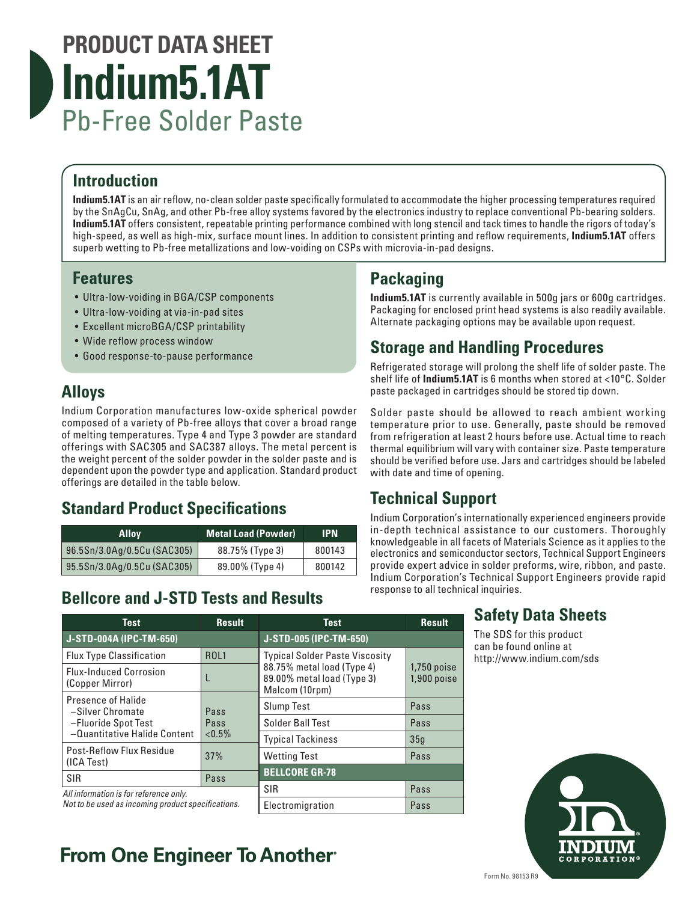# PRODUCT DATA SHEET
# Indium5.1AT
## Pb-Free Solder Paste

## Introduction

**Indium5.1AT** is an air reflow, no-clean solder paste specifically formulated to accommodate the higher processing temperatures required by the SnAgCu, SnAg, and other Pb-free alloy systems favored by the electronics industry to replace conventional Pb-bearing solders. **Indium5.1AT** offers consistent, repeatable printing performance combined with long stencil and tack times to handle the rigors of today's high-speed, as well as high-mix, surface mount lines. In addition to consistent printing and reflow requirements, **Indium5.1AT** offers superb wetting to Pb-free metallizations and low-voiding on CSPs with microvia-in-pad designs.

## Features

- Ultra-low-voiding in BGA/CSP components
- Ultra-low-voiding at via-in-pad sites
- Excellent microBGA/CSP printability
- Wide reflow process window
- Good response-to-pause performance

## Alloys

Indium Corporation manufactures low-oxide spherical powder composed of a variety of Pb-free alloys that cover a broad range of melting temperatures. Type 4 and Type 3 powder are standard offerings with SAC305 and SAC387 alloys. The metal percent is the weight percent of the solder powder in the solder paste and is dependent upon the powder type and application. Standard product offerings are detailed in the table below.

## Standard Product Specifications

| Alloy | Metal Load (Powder) | IPN |
|---|---|---|
| 96.5Sn/3.0Ag/0.5Cu (SAC305) | 88.75% (Type 3) | 800143 |
| 95.5Sn/3.0Ag/0.5Cu (SAC305) | 89.00% (Type 4) | 800142 |

## Bellcore and J-STD Tests and Results

| Test | Result |
|---|---|
| **J-STD-004A (IPC-TM-650)** | |
| Flux Type Classification | ROL1 |
| Flux-Induced Corrosion (Copper Mirror) | L |
| Presence of Halide –Silver Chromate –Fluoride Spot Test –Quantitative Halide Content | Pass Pass <0.5% |
| Post-Reflow Flux Residue (ICA Test) | 37% |
| SIR | Pass |

*All information is for reference only.*
*Not to be used as incoming product specifications.*

| Test | Result |
|---|---|
| **J-STD-005 (IPC-TM-650)** | |
| Typical Solder Paste Viscosity 88.75% metal load (Type 4) 89.00% metal load (Type 3) Malcom (10rpm) | 1,750 poise 1,900 poise |
| Slump Test | Pass |
| Solder Ball Test | Pass |
| Typical Tackiness | 35g |
| Wetting Test | Pass |
| **BELLCORE GR-78** | |
| SIR | Pass |
| Electromigration | Pass |

## Packaging

**Indium5.1AT** is currently available in 500g jars or 600g cartridges. Packaging for enclosed print head systems is also readily available. Alternate packaging options may be available upon request.

## Storage and Handling Procedures

Refrigerated storage will prolong the shelf life of solder paste. The shelf life of **Indium5.1AT** is 6 months when stored at <10°C. Solder paste packaged in cartridges should be stored tip down.

Solder paste should be allowed to reach ambient working temperature prior to use. Generally, paste should be removed from refrigeration at least 2 hours before use. Actual time to reach thermal equilibrium will vary with container size. Paste temperature should be verified before use. Jars and cartridges should be labeled with date and time of opening.

## Technical Support

Indium Corporation's internationally experienced engineers provide in-depth technical assistance to our customers. Thoroughly knowledgeable in all facets of Materials Science as it applies to the electronics and semiconductor sectors, Technical Support Engineers provide expert advice in solder preforms, wire, ribbon, and paste. Indium Corporation's Technical Support Engineers provide rapid response to all technical inquiries.

## Safety Data Sheets

The SDS for this product can be found online at http://www.indium.com/sds

**From One Engineer To Another®**

Form No. 98153 R9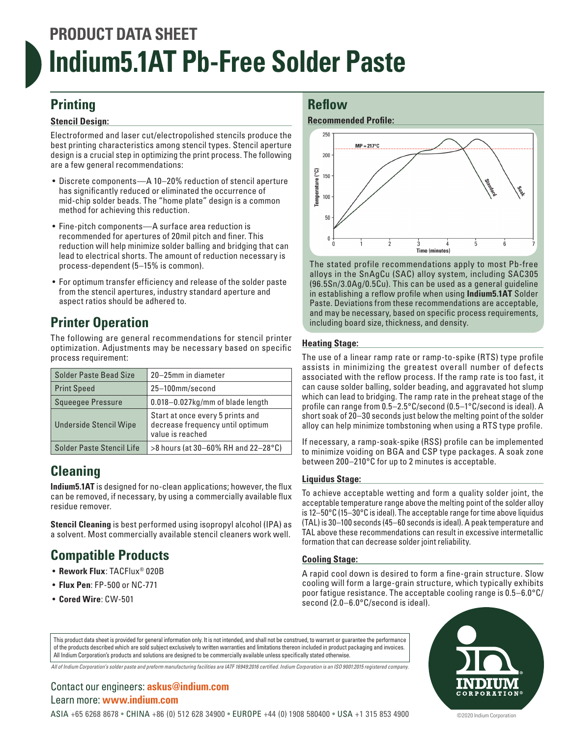# PRODUCT DATA SHEET

# Indium5.1AT Pb-Free Solder Paste

## Printing

### Stencil Design:

Electroformed and laser cut/electropolished stencils produce the best printing characteristics among stencil types. Stencil aperture design is a crucial step in optimizing the print process. The following are a few general recommendations:

- Discrete components—A 10–20% reduction of stencil aperture has significantly reduced or eliminated the occurrence of mid-chip solder beads. The "home plate" design is a common method for achieving this reduction.
- Fine-pitch components—A surface area reduction is recommended for apertures of 20mil pitch and finer. This reduction will help minimize solder balling and bridging that can lead to electrical shorts. The amount of reduction necessary is process-dependent (5–15% is common).
- For optimum transfer efficiency and release of the solder paste from the stencil apertures, industry standard aperture and aspect ratios should be adhered to.

## Printer Operation

The following are general recommendations for stencil printer optimization. Adjustments may be necessary based on specific process requirement:

| | |
|---|---|
| Solder Paste Bead Size | 20–25mm in diameter |
| Print Speed | 25–100mm/second |
| Squeegee Pressure | 0.018–0.027kg/mm of blade length |
| Underside Stencil Wipe | Start at once every 5 prints and decrease frequency until optimum value is reached |
| Solder Paste Stencil Life | >8 hours (at 30–60% RH and 22–28°C) |

## Cleaning

**Indium5.1AT** is designed for no-clean applications; however, the flux can be removed, if necessary, by using a commercially available flux residue remover.

**Stencil Cleaning** is best performed using isopropyl alcohol (IPA) as a solvent. Most commercially available stencil cleaners work well.

## Compatible Products

- **Rework Flux**: TACFlux® 020B
- **Flux Pen**: FP-500 or NC-771
- **Cored Wire**: CW-501

## Reflow

### Recommended Profile:

MP = 217°C
Temperature (°C)
0
50
100
150
200
250
Time (minutes)
0
1
2
3
4
5
6
7
Standard
Soak

The stated profile recommendations apply to most Pb-free alloys in the SnAgCu (SAC) alloy system, including SAC305 (96.5Sn/3.0Ag/0.5Cu). This can be used as a general guideline in establishing a reflow profile when using **Indium5.1AT** Solder Paste. Deviations from these recommendations are acceptable, and may be necessary, based on specific process requirements, including board size, thickness, and density.

### Heating Stage:

The use of a linear ramp rate or ramp-to-spike (RTS) type profile assists in minimizing the greatest overall number of defects associated with the reflow process. If the ramp rate is too fast, it can cause solder balling, solder beading, and aggravated hot slump which can lead to bridging. The ramp rate in the preheat stage of the profile can range from 0.5–2.5°C/second (0.5–1°C/second is ideal). A short soak of 20–30 seconds just below the melting point of the solder alloy can help minimize tombstoning when using a RTS type profile.

If necessary, a ramp-soak-spike (RSS) profile can be implemented to minimize voiding on BGA and CSP type packages. A soak zone between 200–210°C for up to 2 minutes is acceptable.

### Liquidus Stage:

To achieve acceptable wetting and form a quality solder joint, the acceptable temperature range above the melting point of the solder alloy is 12–50°C (15–30°C is ideal). The acceptable range for time above liquidus (TAL) is 30–100 seconds (45–60 seconds is ideal). A peak temperature and TAL above these recommendations can result in excessive intermetallic formation that can decrease solder joint reliability.

### Cooling Stage:

A rapid cool down is desired to form a fine-grain structure. Slow cooling will form a large-grain structure, which typically exhibits poor fatigue resistance. The acceptable cooling range is 0.5–6.0°C/second (2.0–6.0°C/second is ideal).

This product data sheet is provided for general information only. It is not intended, and shall not be construed, to warrant or guarantee the performance of the products described which are sold subject exclusively to written warranties and limitations thereon included in product packaging and invoices. All Indium Corporation's products and solutions are designed to be commercially available unless specifically stated otherwise.

*All of Indium Corporation's solder paste and preform manufacturing facilities are IATF 16949:2016 certified. Indium Corporation is an ISO 9001:2015 registered company.*

Contact our engineers: **askus@indium.com**

Learn more: **www.indium.com**

ASIA +65 6268 8678 • CHINA +86 (0) 512 628 34900 • EUROPE +44 (0) 1908 580400 • USA +1 315 853 4900

INDIUM CORPORATION®

©2020 Indium Corporation